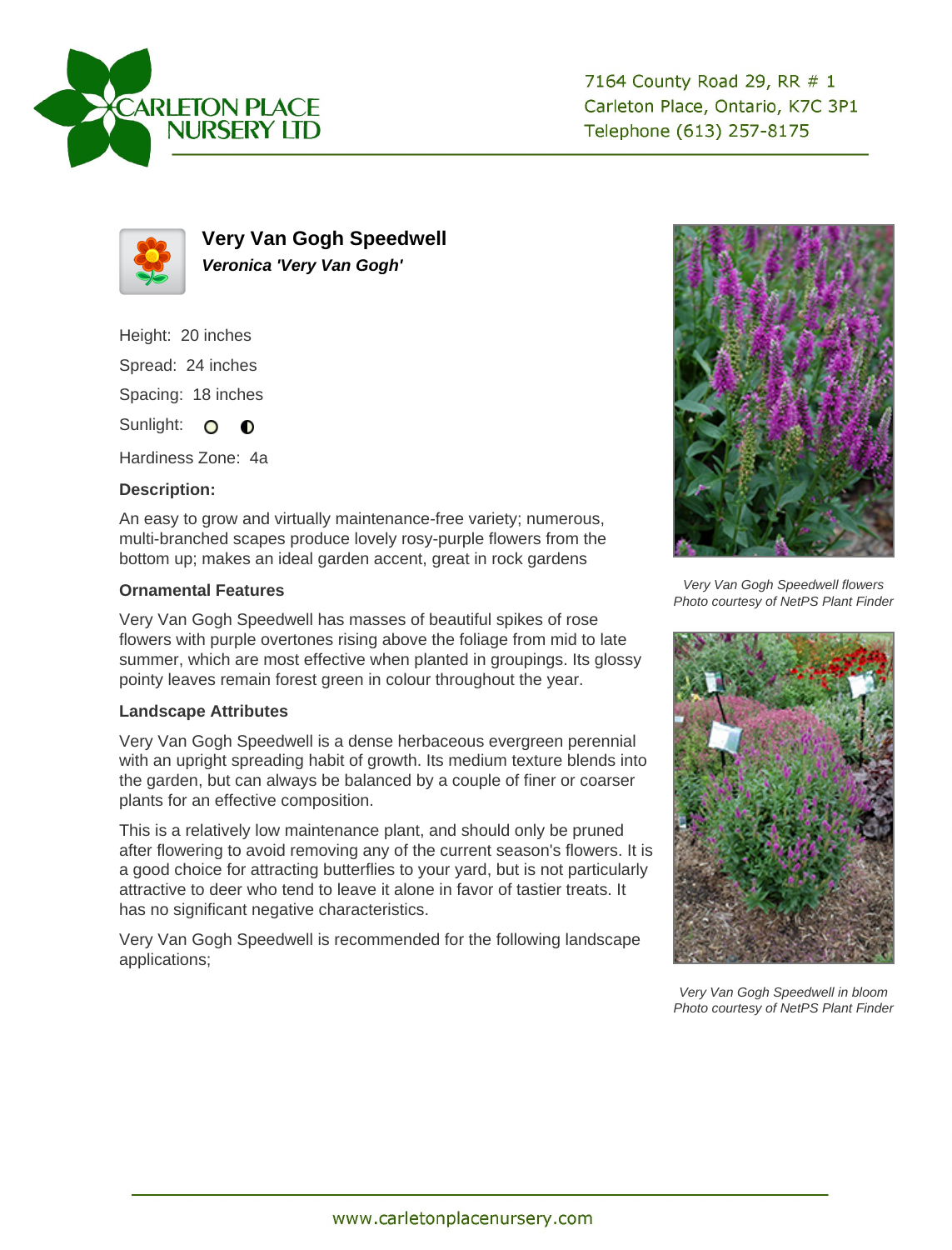CARLETON PLACE NURSERY LTD

7164 County Road 29, RR # 1
Carleton Place, Ontario, K7C 3P1
Telephone (613) 257-8175

## Very Van Gogh Speedwell

***Veronica 'Very Van Gogh'***

Height: 20 inches

Spread: 24 inches

Spacing: 18 inches

Sunlight:

Hardiness Zone: 4a

### Description:

An easy to grow and virtually maintenance-free variety; numerous, multi-branched scapes produce lovely rosy-purple flowers from the bottom up; makes an ideal garden accent, great in rock gardens

### Ornamental Features

Very Van Gogh Speedwell has masses of beautiful spikes of rose flowers with purple overtones rising above the foliage from mid to late summer, which are most effective when planted in groupings. Its glossy pointy leaves remain forest green in colour throughout the year.

### Landscape Attributes

Very Van Gogh Speedwell is a dense herbaceous evergreen perennial with an upright spreading habit of growth. Its medium texture blends into the garden, but can always be balanced by a couple of finer or coarser plants for an effective composition.

This is a relatively low maintenance plant, and should only be pruned after flowering to avoid removing any of the current season's flowers. It is a good choice for attracting butterflies to your yard, but is not particularly attractive to deer who tend to leave it alone in favor of tastier treats. It has no significant negative characteristics.

Very Van Gogh Speedwell is recommended for the following landscape applications;

*Very Van Gogh Speedwell flowers*
*Photo courtesy of NetPS Plant Finder*

*Very Van Gogh Speedwell in bloom*
*Photo courtesy of NetPS Plant Finder*

www.carletonplacenursery.com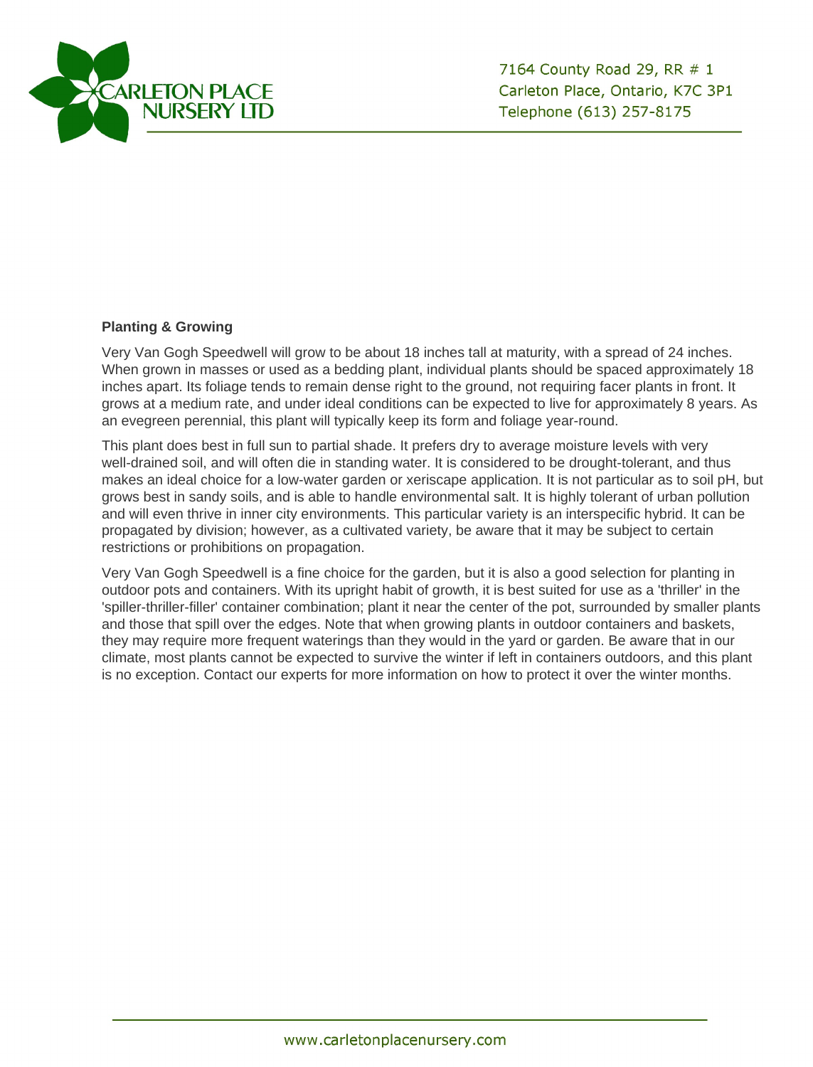**Planting & Growing**

Very Van Gogh Speedwell will grow to be about 18 inches tall at maturity, with a spread of 24 inches. When grown in masses or used as a bedding plant, individual plants should be spaced approximately 18 inches apart. Its foliage tends to remain dense right to the ground, not requiring facer plants in front. It grows at a medium rate, and under ideal conditions can be expected to live for approximately 8 years. As an evegreen perennial, this plant will typically keep its form and foliage year-round.

This plant does best in full sun to partial shade. It prefers dry to average moisture levels with very well-drained soil, and will often die in standing water. It is considered to be drought-tolerant, and thus makes an ideal choice for a low-water garden or xeriscape application. It is not particular as to soil pH, but grows best in sandy soils, and is able to handle environmental salt. It is highly tolerant of urban pollution and will even thrive in inner city environments. This particular variety is an interspecific hybrid. It can be propagated by division; however, as a cultivated variety, be aware that it may be subject to certain restrictions or prohibitions on propagation.

Very Van Gogh Speedwell is a fine choice for the garden, but it is also a good selection for planting in outdoor pots and containers. With its upright habit of growth, it is best suited for use as a 'thriller' in the 'spiller-thriller-filler' container combination; plant it near the center of the pot, surrounded by smaller plants and those that spill over the edges. Note that when growing plants in outdoor containers and baskets, they may require more frequent waterings than they would in the yard or garden. Be aware that in our climate, most plants cannot be expected to survive the winter if left in containers outdoors, and this plant is no exception. Contact our experts for more information on how to protect it over the winter months.